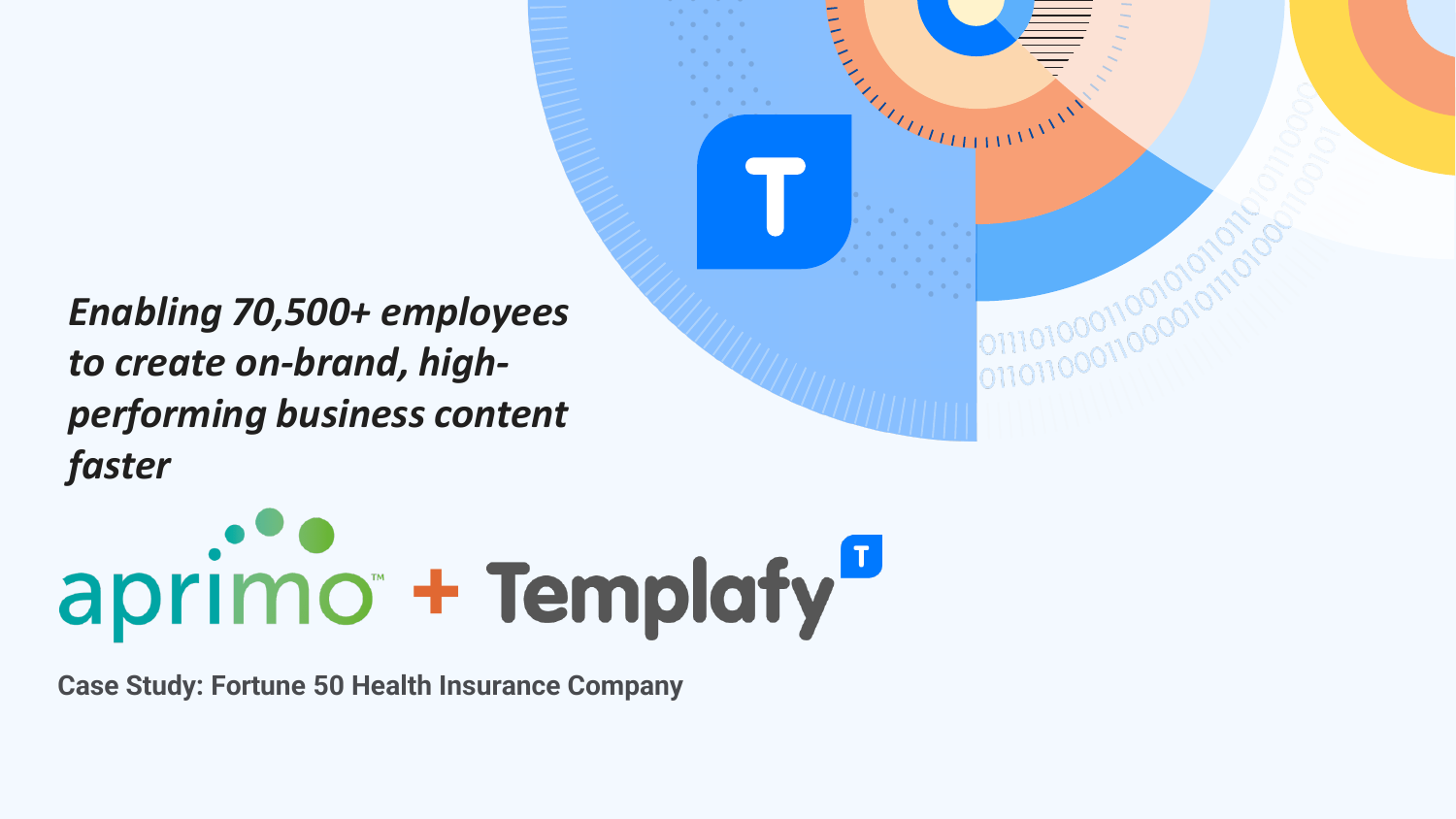# *Enabling 70,500+ employees to create on-brand, high-performing business content faster*

aprimo™ + Templafy

**Case Study: Fortune 50 Health Insurance Company**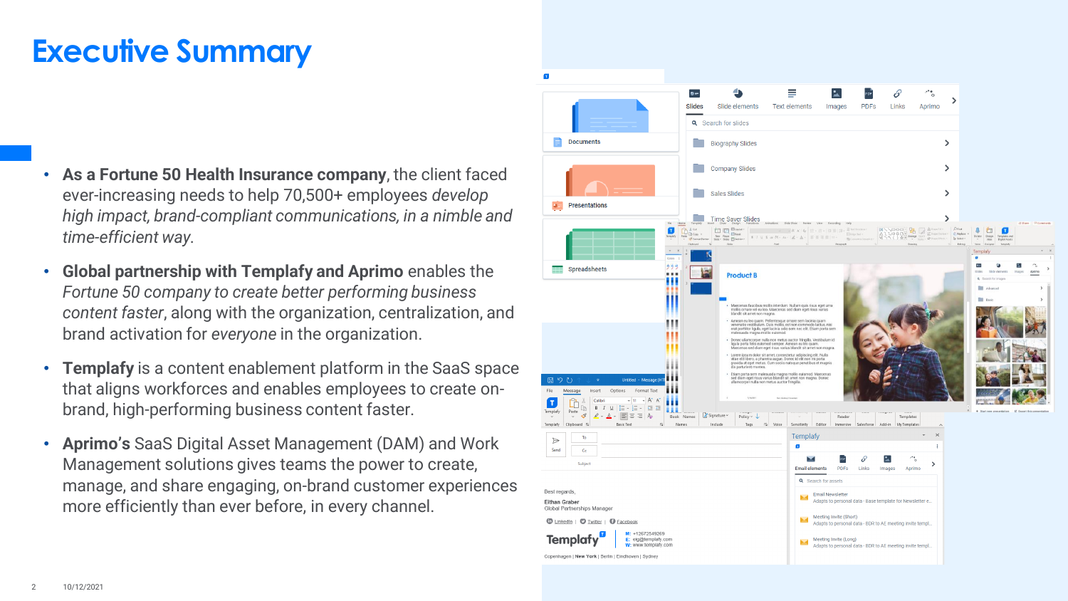# Executive Summary

- **As a Fortune 50 Health Insurance company**, the client faced ever-increasing needs to help 70,500+ employees *develop high impact, brand-compliant communications, in a nimble and time-efficient way*.
- **Global partnership with Templafy and Aprimo** enables the *Fortune 50 company to create better performing business content faster*, along with the organization, centralization, and brand activation for *everyone* in the organization.
- **Templafy** is a content enablement platform in the SaaS space that aligns workforces and enables employees to create on-brand, high-performing business content faster.
- **Aprimo's** SaaS Digital Asset Management (DAM) and Work Management solutions gives teams the power to create, manage, and share engaging, on-brand customer experiences more efficiently than ever before, in every channel.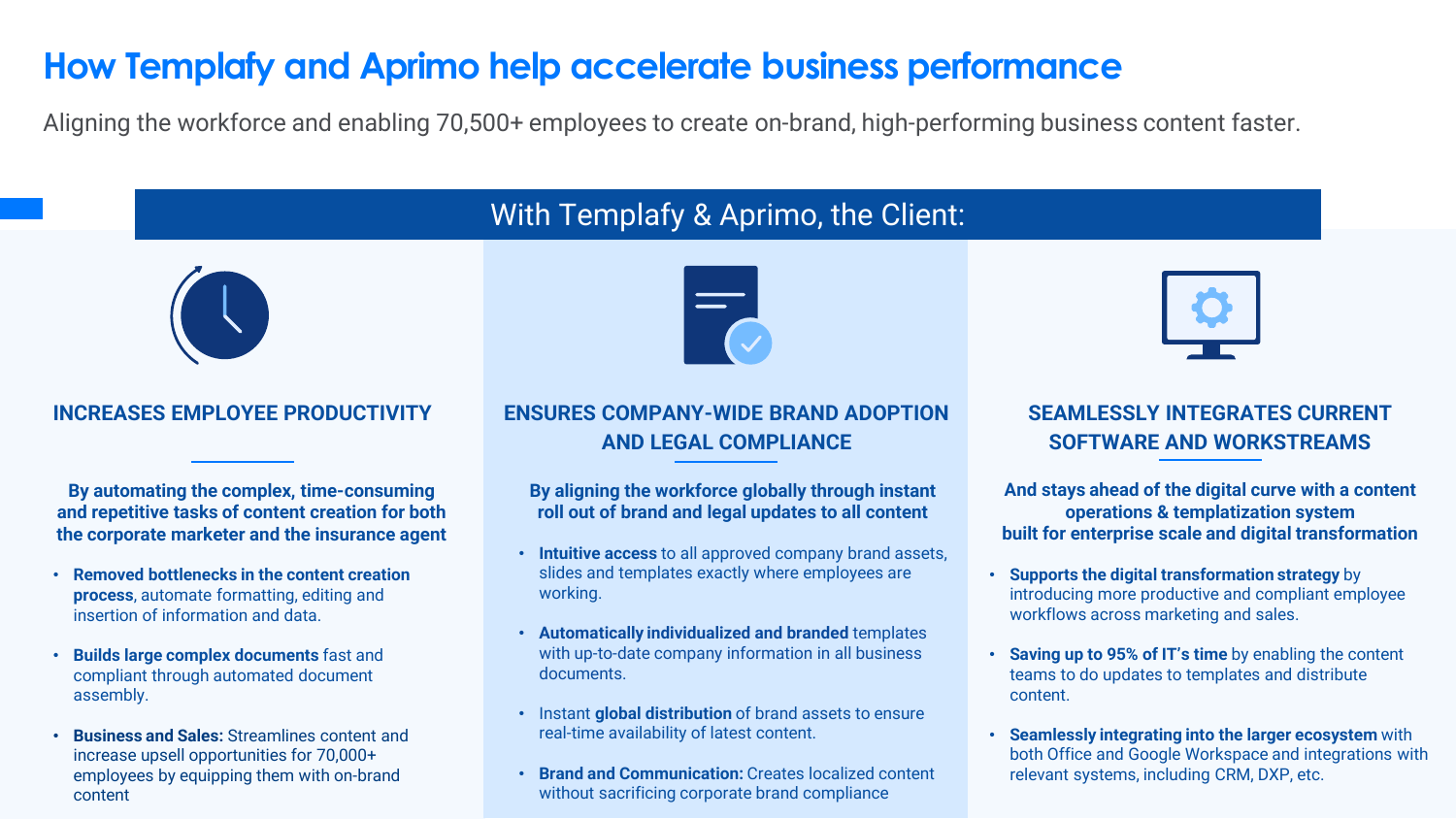# How Templafy and Aprimo help accelerate business performance

Aligning the workforce and enabling 70,500+ employees to create on-brand, high-performing business content faster.

## With Templafy & Aprimo, the Client:

### INCREASES EMPLOYEE PRODUCTIVITY

**By automating the complex, time-consuming and repetitive tasks of content creation for both the corporate marketer and the insurance agent**

- **Removed bottlenecks in the content creation process**, automate formatting, editing and insertion of information and data.
- **Builds large complex documents** fast and compliant through automated document assembly.
- **Business and Sales:** Streamlines content and increase upsell opportunities for 70,000+ employees by equipping them with on-brand content

### ENSURES COMPANY-WIDE BRAND ADOPTION AND LEGAL COMPLIANCE

**By aligning the workforce globally through instant roll out of brand and legal updates to all content**

- **Intuitive access** to all approved company brand assets, slides and templates exactly where employees are working.
- **Automatically individualized and branded** templates with up-to-date company information in all business documents.
- Instant **global distribution** of brand assets to ensure real-time availability of latest content.
- **Brand and Communication:** Creates localized content without sacrificing corporate brand compliance

### SEAMLESSLY INTEGRATES CURRENT SOFTWARE AND WORKSTREAMS

**And stays ahead of the digital curve with a content operations & templatization system built for enterprise scale and digital transformation**

- **Supports the digital transformation strategy** by introducing more productive and compliant employee workflows across marketing and sales.
- **Saving up to 95% of IT's time** by enabling the content teams to do updates to templates and distribute content.
- **Seamlessly integrating into the larger ecosystem** with both Office and Google Workspace and integrations with relevant systems, including CRM, DXP, etc.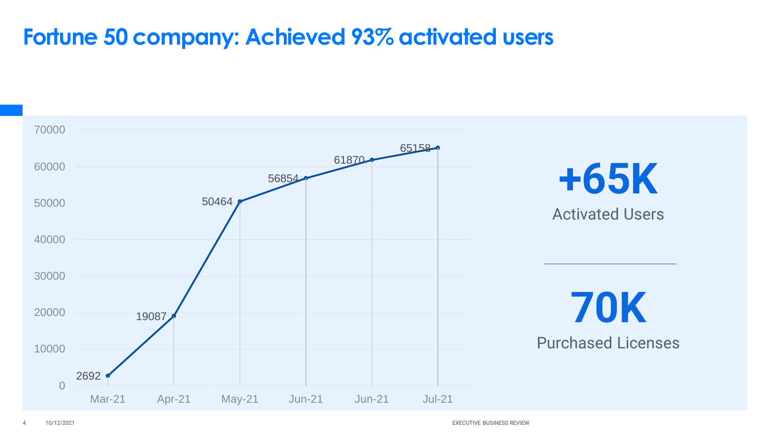# Fortune 50 company: Achieved 93% activated users

| Month | Activated Users |
| --- | --- |
| Mar-21 | 2692 |
| Apr-21 | 19087 |
| May-21 | 50464 |
| Jun-21 | 56854 |
| Jun-21 | 61870 |
| Jul-21 | 65158 |

**+65K**

Activated Users

**70K**

Purchased Licenses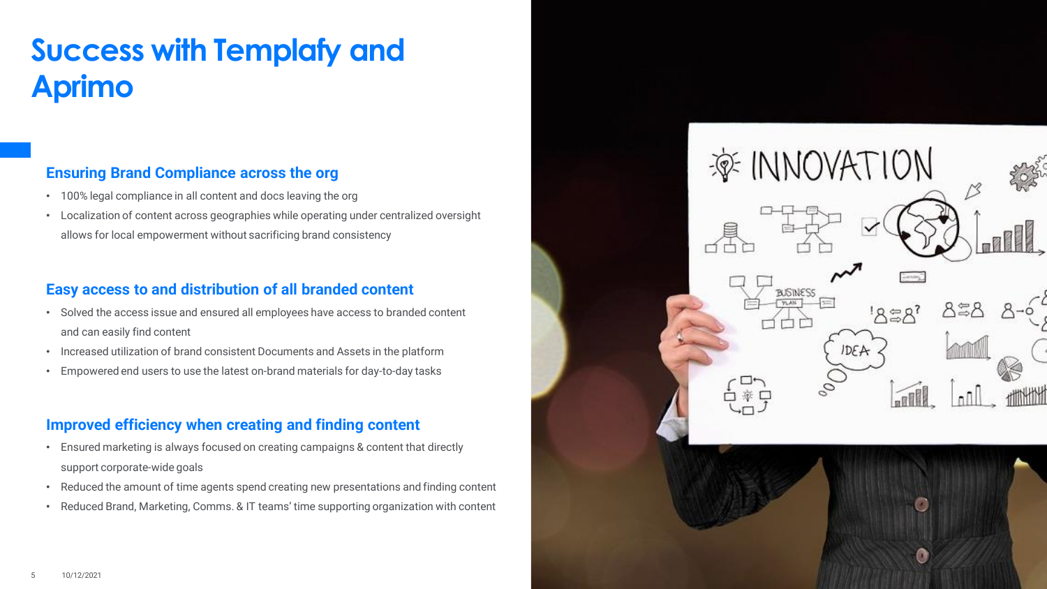# Success with Templafy and Aprimo

## Ensuring Brand Compliance across the org

- 100% legal compliance in all content and docs leaving the org
- Localization of content across geographies while operating under centralized oversight allows for local empowerment without sacrificing brand consistency

## Easy access to and distribution of all branded content

- Solved the access issue and ensured all employees have access to branded content and can easily find content
- Increased utilization of brand consistent Documents and Assets in the platform
- Empowered end users to use the latest on-brand materials for day-to-day tasks

## Improved efficiency when creating and finding content

- Ensured marketing is always focused on creating campaigns & content that directly support corporate-wide goals
- Reduced the amount of time agents spend creating new presentations and finding content
- Reduced Brand, Marketing, Comms. & IT teams' time supporting organization with content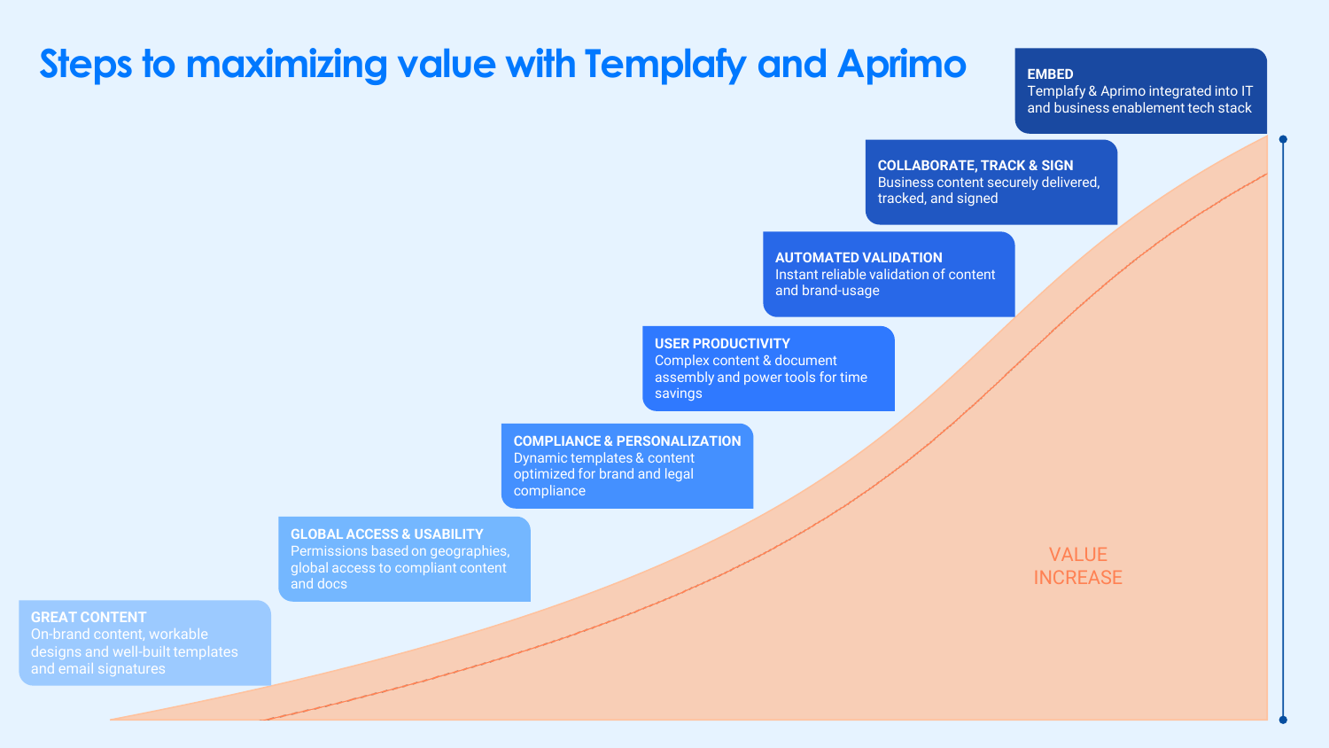# Steps to maximizing value with Templafy and Aprimo

**GREAT CONTENT**
On-brand content, workable designs and well-built templates and email signatures

**GLOBAL ACCESS & USABILITY**
Permissions based on geographies, global access to compliant content and docs

**COMPLIANCE & PERSONALIZATION**
Dynamic templates & content optimized for brand and legal compliance

**USER PRODUCTIVITY**
Complex content & document assembly and power tools for time savings

**AUTOMATED VALIDATION**
Instant reliable validation of content and brand-usage

**COLLABORATE, TRACK & SIGN**
Business content securely delivered, tracked, and signed

**EMBED**
Templafy & Aprimo integrated into IT and business enablement tech stack

VALUE INCREASE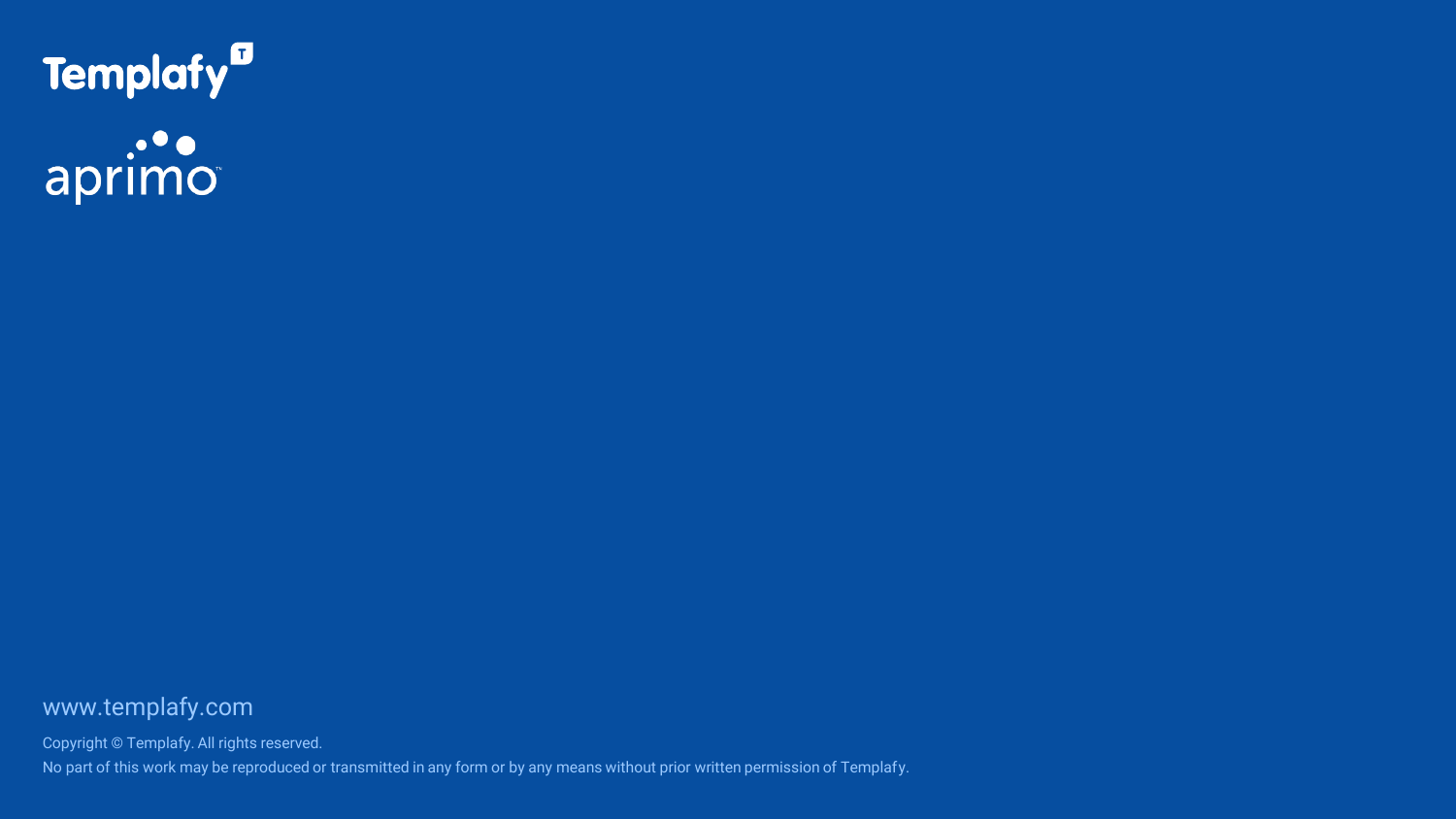Templafy

aprimo

www.templafy.com

Copyright © Templafy. All rights reserved.

No part of this work may be reproduced or transmitted in any form or by any means without prior written permission of Templafy.